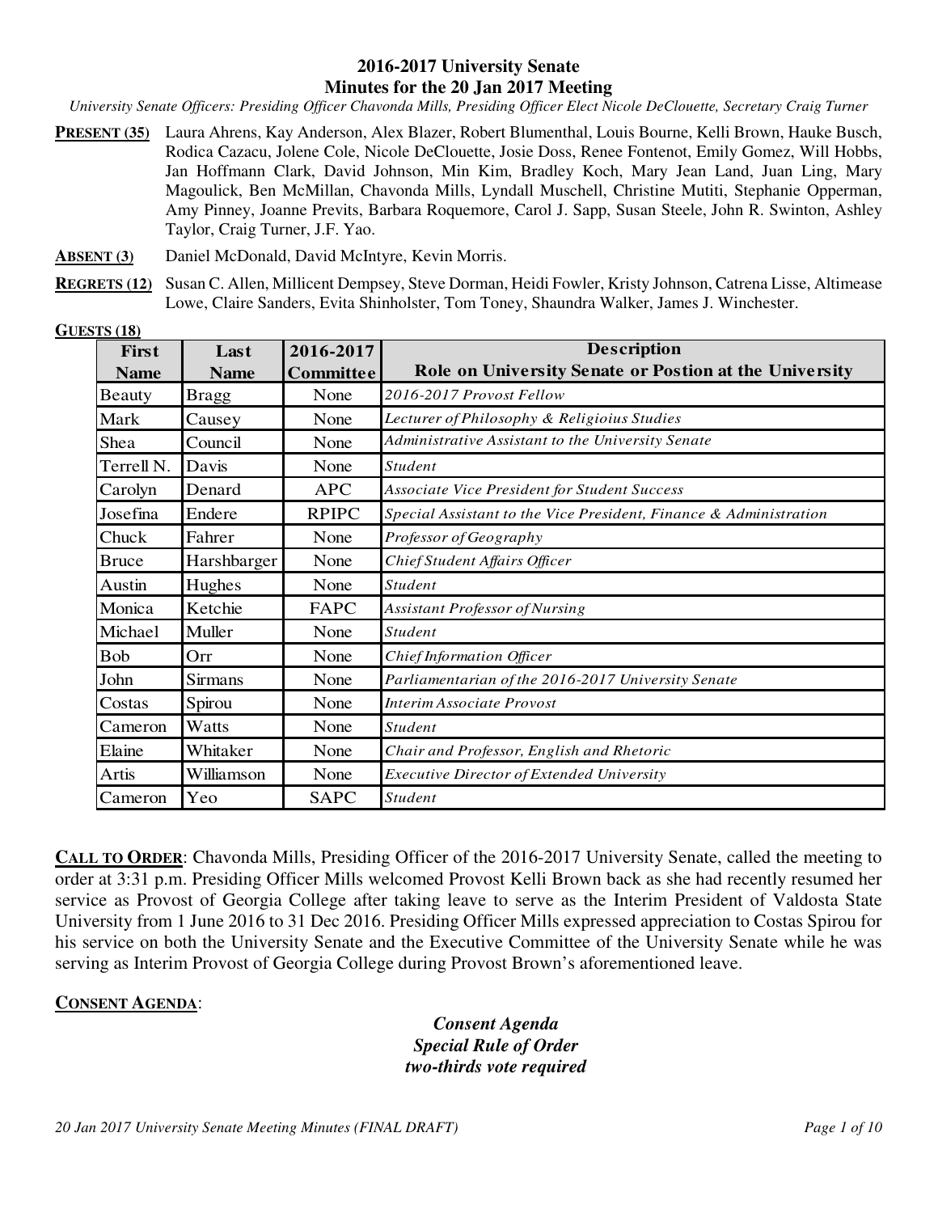# 2016-2017 University Senate
## Minutes for the 20 Jan 2017 Meeting

*University Senate Officers: Presiding Officer Chavonda Mills, Presiding Officer Elect Nicole DeClouette, Secretary Craig Turner*

**PRESENT (35)** Laura Ahrens, Kay Anderson, Alex Blazer, Robert Blumenthal, Louis Bourne, Kelli Brown, Hauke Busch, Rodica Cazacu, Jolene Cole, Nicole DeClouette, Josie Doss, Renee Fontenot, Emily Gomez, Will Hobbs, Jan Hoffmann Clark, David Johnson, Min Kim, Bradley Koch, Mary Jean Land, Juan Ling, Mary Magoulick, Ben McMillan, Chavonda Mills, Lyndall Muschell, Christine Mutiti, Stephanie Opperman, Amy Pinney, Joanne Previts, Barbara Roquemore, Carol J. Sapp, Susan Steele, John R. Swinton, Ashley Taylor, Craig Turner, J.F. Yao.

**ABSENT (3)** Daniel McDonald, David McIntyre, Kevin Morris.

**REGRETS (12)** Susan C. Allen, Millicent Dempsey, Steve Dorman, Heidi Fowler, Kristy Johnson, Catrena Lisse, Altimease Lowe, Claire Sanders, Evita Shinholster, Tom Toney, Shaundra Walker, James J. Winchester.

**GUESTS (18)**

| First Name | Last Name | 2016-2017 Committee | Description<br>Role on University Senate or Postion at the University |
|---|---|---|---|
| Beauty | Bragg | None | *2016-2017 Provost Fellow* |
| Mark | Causey | None | *Lecturer of Philosophy & Religioius Studies* |
| Shea | Council | None | *Administrative Assistant to the University Senate* |
| Terrell N. | Davis | None | *Student* |
| Carolyn | Denard | APC | *Associate Vice President for Student Success* |
| Josefina | Endere | RPIPC | *Special Assistant to the Vice President, Finance & Administration* |
| Chuck | Fahrer | None | *Professor of Geography* |
| Bruce | Harshbarger | None | *Chief Student Affairs Officer* |
| Austin | Hughes | None | *Student* |
| Monica | Ketchie | FAPC | *Assistant Professor of Nursing* |
| Michael | Muller | None | *Student* |
| Bob | Orr | None | *Chief Information Officer* |
| John | Sirmans | None | *Parliamentarian of the 2016-2017 University Senate* |
| Costas | Spirou | None | *Interim Associate Provost* |
| Cameron | Watts | None | *Student* |
| Elaine | Whitaker | None | *Chair and Professor, English and Rhetoric* |
| Artis | Williamson | None | *Executive Director of Extended University* |
| Cameron | Yeo | SAPC | *Student* |

**CALL TO ORDER**: Chavonda Mills, Presiding Officer of the 2016-2017 University Senate, called the meeting to order at 3:31 p.m. Presiding Officer Mills welcomed Provost Kelli Brown back as she had recently resumed her service as Provost of Georgia College after taking leave to serve as the Interim President of Valdosta State University from 1 June 2016 to 31 Dec 2016. Presiding Officer Mills expressed appreciation to Costas Spirou for his service on both the University Senate and the Executive Committee of the University Senate while he was serving as Interim Provost of Georgia College during Provost Brown's aforementioned leave.

**CONSENT AGENDA**:

***Consent Agenda***
***Special Rule of Order***
***two-thirds vote required***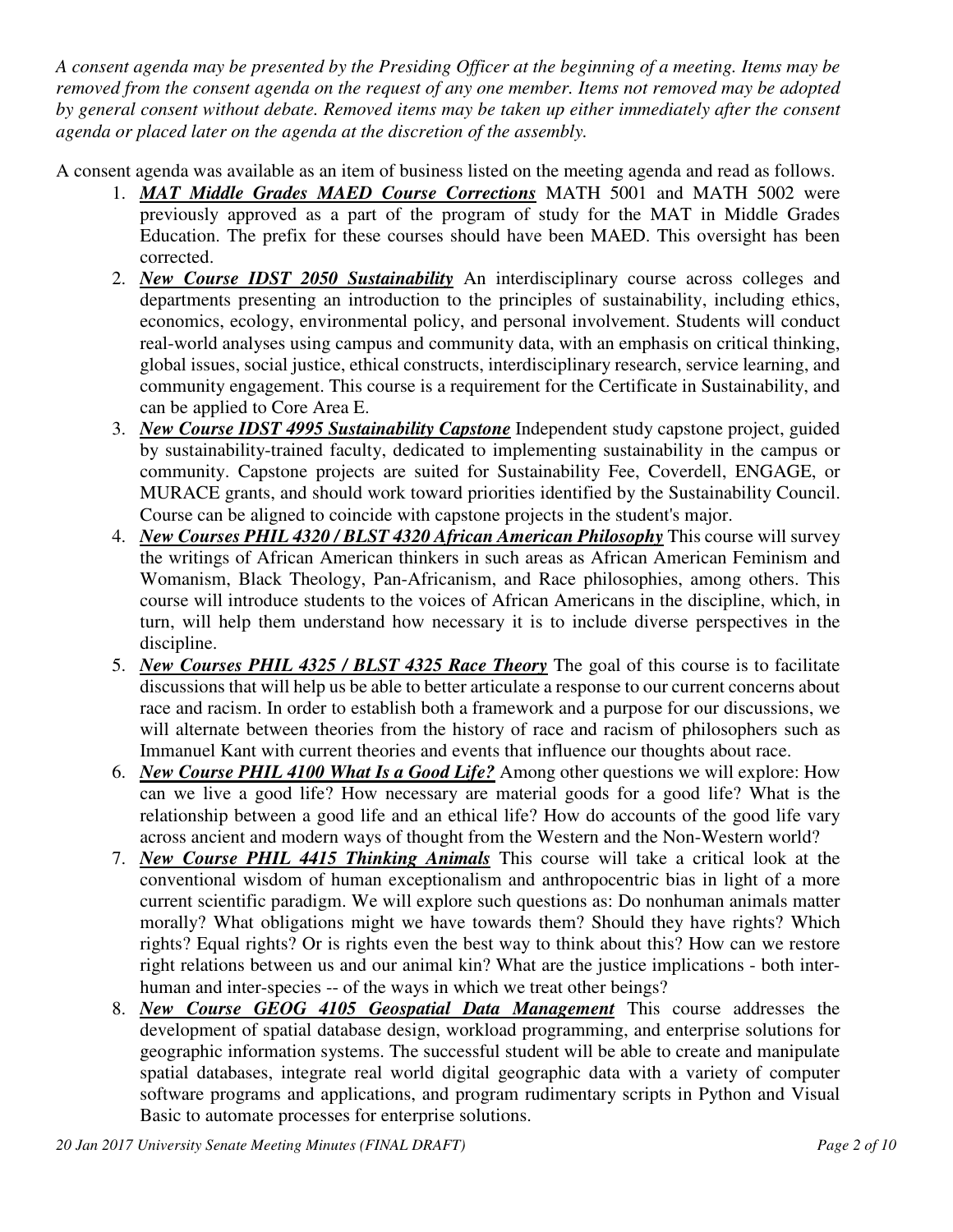*A consent agenda may be presented by the Presiding Officer at the beginning of a meeting. Items may be removed from the consent agenda on the request of any one member. Items not removed may be adopted by general consent without debate. Removed items may be taken up either immediately after the consent agenda or placed later on the agenda at the discretion of the assembly.*

A consent agenda was available as an item of business listed on the meeting agenda and read as follows.

1. ***MAT Middle Grades MAED Course Corrections*** MATH 5001 and MATH 5002 were previously approved as a part of the program of study for the MAT in Middle Grades Education. The prefix for these courses should have been MAED. This oversight has been corrected.
2. ***New Course IDST 2050 Sustainability*** An interdisciplinary course across colleges and departments presenting an introduction to the principles of sustainability, including ethics, economics, ecology, environmental policy, and personal involvement. Students will conduct real-world analyses using campus and community data, with an emphasis on critical thinking, global issues, social justice, ethical constructs, interdisciplinary research, service learning, and community engagement. This course is a requirement for the Certificate in Sustainability, and can be applied to Core Area E.
3. ***New Course IDST 4995 Sustainability Capstone*** Independent study capstone project, guided by sustainability-trained faculty, dedicated to implementing sustainability in the campus or community. Capstone projects are suited for Sustainability Fee, Coverdell, ENGAGE, or MURACE grants, and should work toward priorities identified by the Sustainability Council. Course can be aligned to coincide with capstone projects in the student's major.
4. ***New Courses PHIL 4320 / BLST 4320 African American Philosophy*** This course will survey the writings of African American thinkers in such areas as African American Feminism and Womanism, Black Theology, Pan-Africanism, and Race philosophies, among others. This course will introduce students to the voices of African Americans in the discipline, which, in turn, will help them understand how necessary it is to include diverse perspectives in the discipline.
5. ***New Courses PHIL 4325 / BLST 4325 Race Theory*** The goal of this course is to facilitate discussions that will help us be able to better articulate a response to our current concerns about race and racism. In order to establish both a framework and a purpose for our discussions, we will alternate between theories from the history of race and racism of philosophers such as Immanuel Kant with current theories and events that influence our thoughts about race.
6. ***New Course PHIL 4100 What Is a Good Life?*** Among other questions we will explore: How can we live a good life? How necessary are material goods for a good life? What is the relationship between a good life and an ethical life? How do accounts of the good life vary across ancient and modern ways of thought from the Western and the Non-Western world?
7. ***New Course PHIL 4415 Thinking Animals*** This course will take a critical look at the conventional wisdom of human exceptionalism and anthropocentric bias in light of a more current scientific paradigm. We will explore such questions as: Do nonhuman animals matter morally? What obligations might we have towards them? Should they have rights? Which rights? Equal rights? Or is rights even the best way to think about this? How can we restore right relations between us and our animal kin? What are the justice implications - both inter-human and inter-species -- of the ways in which we treat other beings?
8. ***New Course GEOG 4105 Geospatial Data Management*** This course addresses the development of spatial database design, workload programming, and enterprise solutions for geographic information systems. The successful student will be able to create and manipulate spatial databases, integrate real world digital geographic data with a variety of computer software programs and applications, and program rudimentary scripts in Python and Visual Basic to automate processes for enterprise solutions.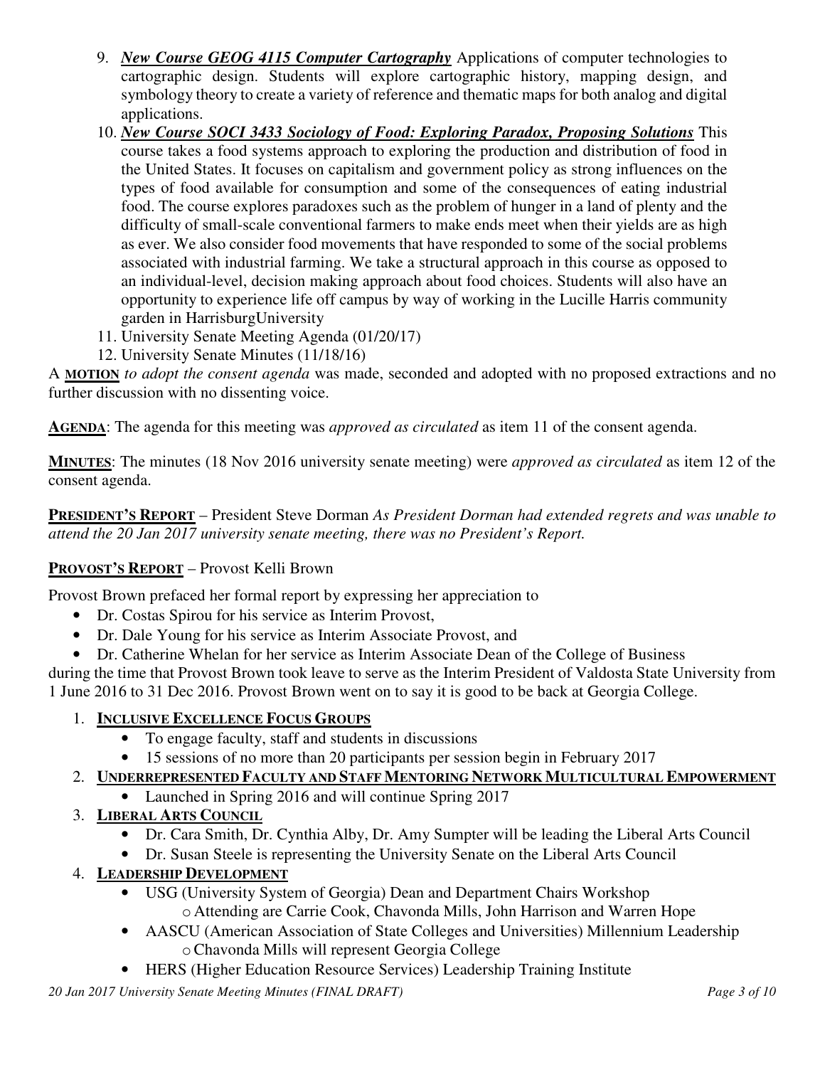9. ***New Course GEOG 4115 Computer Cartography*** Applications of computer technologies to cartographic design. Students will explore cartographic history, mapping design, and symbology theory to create a variety of reference and thematic maps for both analog and digital applications.
10. ***New Course SOCI 3433 Sociology of Food: Exploring Paradox, Proposing Solutions*** This course takes a food systems approach to exploring the production and distribution of food in the United States. It focuses on capitalism and government policy as strong influences on the types of food available for consumption and some of the consequences of eating industrial food. The course explores paradoxes such as the problem of hunger in a land of plenty and the difficulty of small-scale conventional farmers to make ends meet when their yields are as high as ever. We also consider food movements that have responded to some of the social problems associated with industrial farming. We take a structural approach in this course as opposed to an individual-level, decision making approach about food choices. Students will also have an opportunity to experience life off campus by way of working in the Lucille Harris community garden in HarrisburgUniversity
11. University Senate Meeting Agenda (01/20/17)
12. University Senate Minutes (11/18/16)

A **MOTION** *to adopt the consent agenda* was made, seconded and adopted with no proposed extractions and no further discussion with no dissenting voice.

**AGENDA**: The agenda for this meeting was *approved as circulated* as item 11 of the consent agenda.

**MINUTES**: The minutes (18 Nov 2016 university senate meeting) were *approved as circulated* as item 12 of the consent agenda.

**PRESIDENT'S REPORT** – President Steve Dorman *As President Dorman had extended regrets and was unable to attend the 20 Jan 2017 university senate meeting, there was no President's Report.*

**PROVOST'S REPORT** – Provost Kelli Brown

Provost Brown prefaced her formal report by expressing her appreciation to

- Dr. Costas Spirou for his service as Interim Provost,
- Dr. Dale Young for his service as Interim Associate Provost, and
- Dr. Catherine Whelan for her service as Interim Associate Dean of the College of Business

during the time that Provost Brown took leave to serve as the Interim President of Valdosta State University from 1 June 2016 to 31 Dec 2016. Provost Brown went on to say it is good to be back at Georgia College.

1. **INCLUSIVE EXCELLENCE FOCUS GROUPS**
   - To engage faculty, staff and students in discussions
   - 15 sessions of no more than 20 participants per session begin in February 2017
2. **UNDERREPRESENTED FACULTY AND STAFF MENTORING NETWORK MULTICULTURAL EMPOWERMENT**
   - Launched in Spring 2016 and will continue Spring 2017
3. **LIBERAL ARTS COUNCIL**
   - Dr. Cara Smith, Dr. Cynthia Alby, Dr. Amy Sumpter will be leading the Liberal Arts Council
   - Dr. Susan Steele is representing the University Senate on the Liberal Arts Council
4. **LEADERSHIP DEVELOPMENT**
   - USG (University System of Georgia) Dean and Department Chairs Workshop
     - Attending are Carrie Cook, Chavonda Mills, John Harrison and Warren Hope
   - AASCU (American Association of State Colleges and Universities) Millennium Leadership
     - Chavonda Mills will represent Georgia College
   - HERS (Higher Education Resource Services) Leadership Training Institute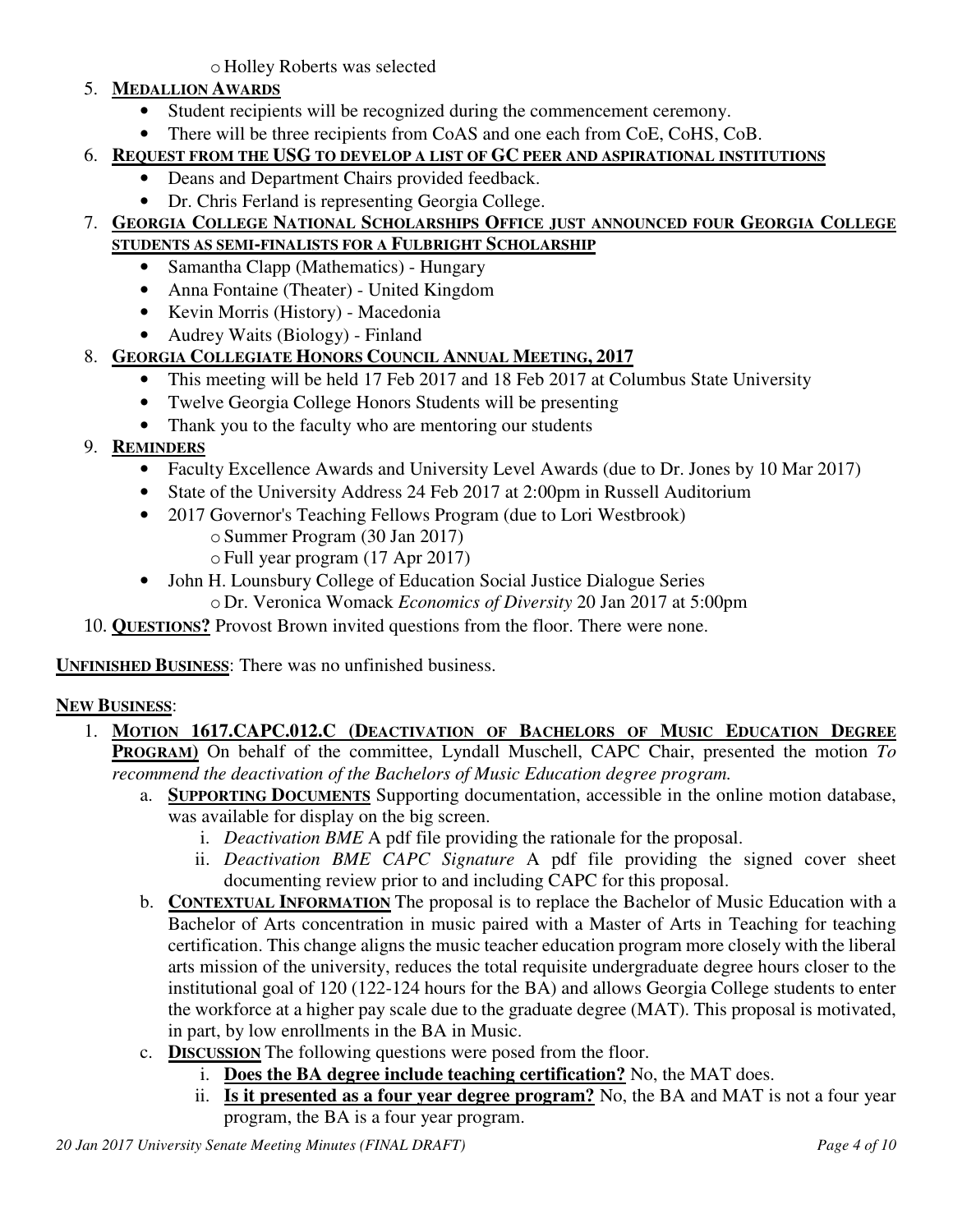- Holley Roberts was selected

5. **MEDALLION AWARDS**
    - Student recipients will be recognized during the commencement ceremony.
    - There will be three recipients from CoAS and one each from CoE, CoHS, CoB.
6. **REQUEST FROM THE USG TO DEVELOP A LIST OF GC PEER AND ASPIRATIONAL INSTITUTIONS**
    - Deans and Department Chairs provided feedback.
    - Dr. Chris Ferland is representing Georgia College.
7. **GEORGIA COLLEGE NATIONAL SCHOLARSHIPS OFFICE JUST ANNOUNCED FOUR GEORGIA COLLEGE STUDENTS AS SEMI-FINALISTS FOR A FULBRIGHT SCHOLARSHIP**
    - Samantha Clapp (Mathematics) - Hungary
    - Anna Fontaine (Theater) - United Kingdom
    - Kevin Morris (History) - Macedonia
    - Audrey Waits (Biology) - Finland
8. **GEORGIA COLLEGIATE HONORS COUNCIL ANNUAL MEETING, 2017**
    - This meeting will be held 17 Feb 2017 and 18 Feb 2017 at Columbus State University
    - Twelve Georgia College Honors Students will be presenting
    - Thank you to the faculty who are mentoring our students
9. **REMINDERS**
    - Faculty Excellence Awards and University Level Awards (due to Dr. Jones by 10 Mar 2017)
    - State of the University Address 24 Feb 2017 at 2:00pm in Russell Auditorium
    - 2017 Governor's Teaching Fellows Program (due to Lori Westbrook)
        - Summer Program (30 Jan 2017)
        - Full year program (17 Apr 2017)
    - John H. Lounsbury College of Education Social Justice Dialogue Series
        - Dr. Veronica Womack *Economics of Diversity* 20 Jan 2017 at 5:00pm
10. **QUESTIONS?** Provost Brown invited questions from the floor. There were none.

**UNFINISHED BUSINESS**: There was no unfinished business.

**NEW BUSINESS**:

1. **MOTION 1617.CAPC.012.C (DEACTIVATION OF BACHELORS OF MUSIC EDUCATION DEGREE PROGRAM)** On behalf of the committee, Lyndall Muschell, CAPC Chair, presented the motion *To recommend the deactivation of the Bachelors of Music Education degree program.*
    a. **SUPPORTING DOCUMENTS** Supporting documentation, accessible in the online motion database, was available for display on the big screen.
        i. *Deactivation BME* A pdf file providing the rationale for the proposal.
        ii. *Deactivation BME CAPC Signature* A pdf file providing the signed cover sheet documenting review prior to and including CAPC for this proposal.
    b. **CONTEXTUAL INFORMATION** The proposal is to replace the Bachelor of Music Education with a Bachelor of Arts concentration in music paired with a Master of Arts in Teaching for teaching certification. This change aligns the music teacher education program more closely with the liberal arts mission of the university, reduces the total requisite undergraduate degree hours closer to the institutional goal of 120 (122-124 hours for the BA) and allows Georgia College students to enter the workforce at a higher pay scale due to the graduate degree (MAT). This proposal is motivated, in part, by low enrollments in the BA in Music.
    c. **DISCUSSION** The following questions were posed from the floor.
        i. **Does the BA degree include teaching certification?** No, the MAT does.
        ii. **Is it presented as a four year degree program?** No, the BA and MAT is not a four year program, the BA is a four year program.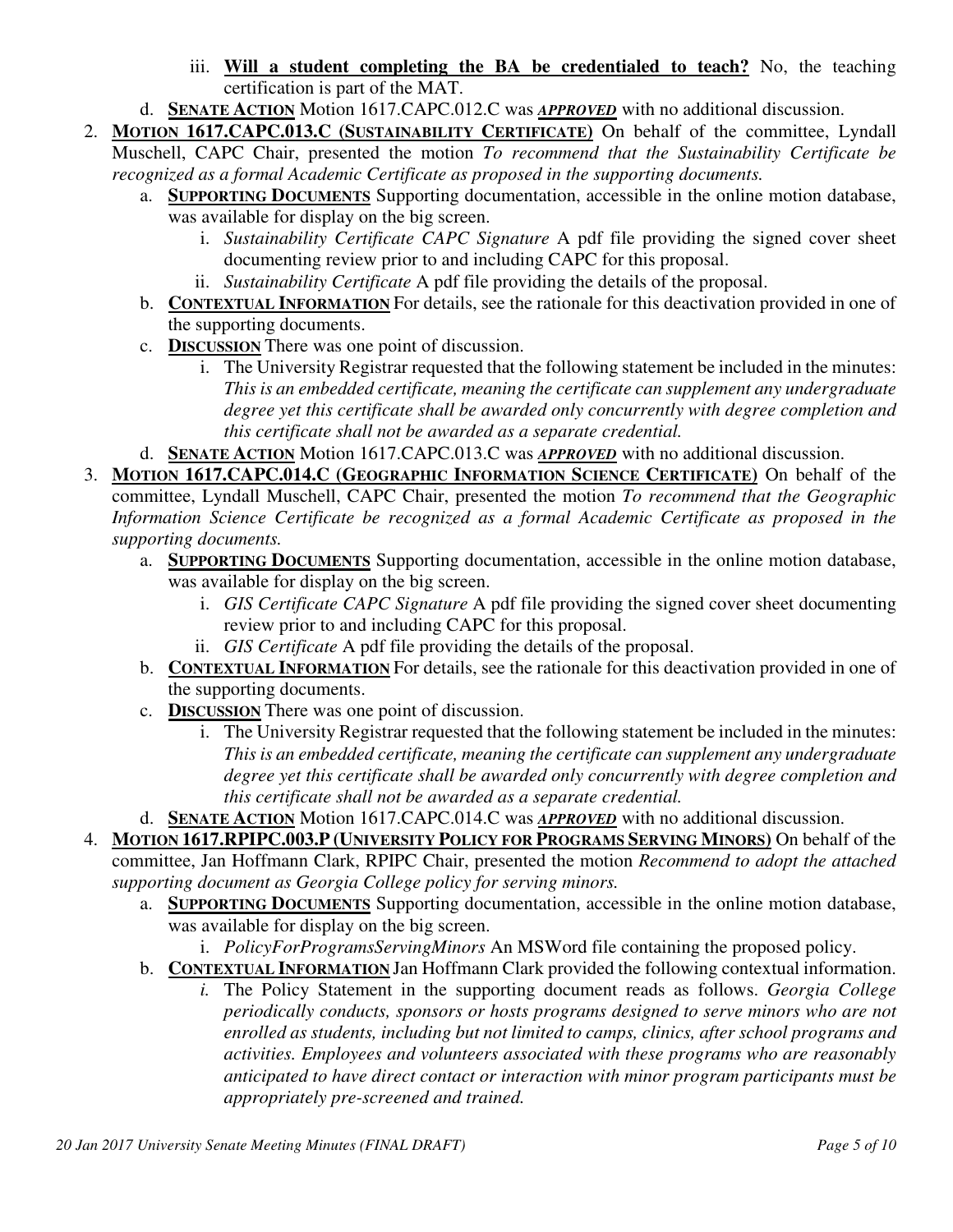iii. **Will a student completing the BA be credentialed to teach?** No, the teaching certification is part of the MAT.

   d. **SENATE ACTION** Motion 1617.CAPC.012.C was ***APPROVED*** with no additional discussion.

2. **MOTION 1617.CAPC.013.C (SUSTAINABILITY CERTIFICATE)** On behalf of the committee, Lyndall Muschell, CAPC Chair, presented the motion *To recommend that the Sustainability Certificate be recognized as a formal Academic Certificate as proposed in the supporting documents.*
   a. **SUPPORTING DOCUMENTS** Supporting documentation, accessible in the online motion database, was available for display on the big screen.
      i. *Sustainability Certificate CAPC Signature* A pdf file providing the signed cover sheet documenting review prior to and including CAPC for this proposal.
      ii. *Sustainability Certificate* A pdf file providing the details of the proposal.
   b. **CONTEXTUAL INFORMATION** For details, see the rationale for this deactivation provided in one of the supporting documents.
   c. **DISCUSSION** There was one point of discussion.
      i. The University Registrar requested that the following statement be included in the minutes: *This is an embedded certificate, meaning the certificate can supplement any undergraduate degree yet this certificate shall be awarded only concurrently with degree completion and this certificate shall not be awarded as a separate credential.*
   d. **SENATE ACTION** Motion 1617.CAPC.013.C was ***APPROVED*** with no additional discussion.

3. **MOTION 1617.CAPC.014.C (GEOGRAPHIC INFORMATION SCIENCE CERTIFICATE)** On behalf of the committee, Lyndall Muschell, CAPC Chair, presented the motion *To recommend that the Geographic Information Science Certificate be recognized as a formal Academic Certificate as proposed in the supporting documents.*
   a. **SUPPORTING DOCUMENTS** Supporting documentation, accessible in the online motion database, was available for display on the big screen.
      i. *GIS Certificate CAPC Signature* A pdf file providing the signed cover sheet documenting review prior to and including CAPC for this proposal.
      ii. *GIS Certificate* A pdf file providing the details of the proposal.
   b. **CONTEXTUAL INFORMATION** For details, see the rationale for this deactivation provided in one of the supporting documents.
   c. **DISCUSSION** There was one point of discussion.
      i. The University Registrar requested that the following statement be included in the minutes: *This is an embedded certificate, meaning the certificate can supplement any undergraduate degree yet this certificate shall be awarded only concurrently with degree completion and this certificate shall not be awarded as a separate credential.*
   d. **SENATE ACTION** Motion 1617.CAPC.014.C was ***APPROVED*** with no additional discussion.

4. **MOTION 1617.RPIPC.003.P (UNIVERSITY POLICY FOR PROGRAMS SERVING MINORS)** On behalf of the committee, Jan Hoffmann Clark, RPIPC Chair, presented the motion *Recommend to adopt the attached supporting document as Georgia College policy for serving minors.*
   a. **SUPPORTING DOCUMENTS** Supporting documentation, accessible in the online motion database, was available for display on the big screen.
      i. *PolicyForProgramsServingMinors* An MSWord file containing the proposed policy.
   b. **CONTEXTUAL INFORMATION** Jan Hoffmann Clark provided the following contextual information.
      i. The Policy Statement in the supporting document reads as follows. *Georgia College periodically conducts, sponsors or hosts programs designed to serve minors who are not enrolled as students, including but not limited to camps, clinics, after school programs and activities. Employees and volunteers associated with these programs who are reasonably anticipated to have direct contact or interaction with minor program participants must be appropriately pre-screened and trained.*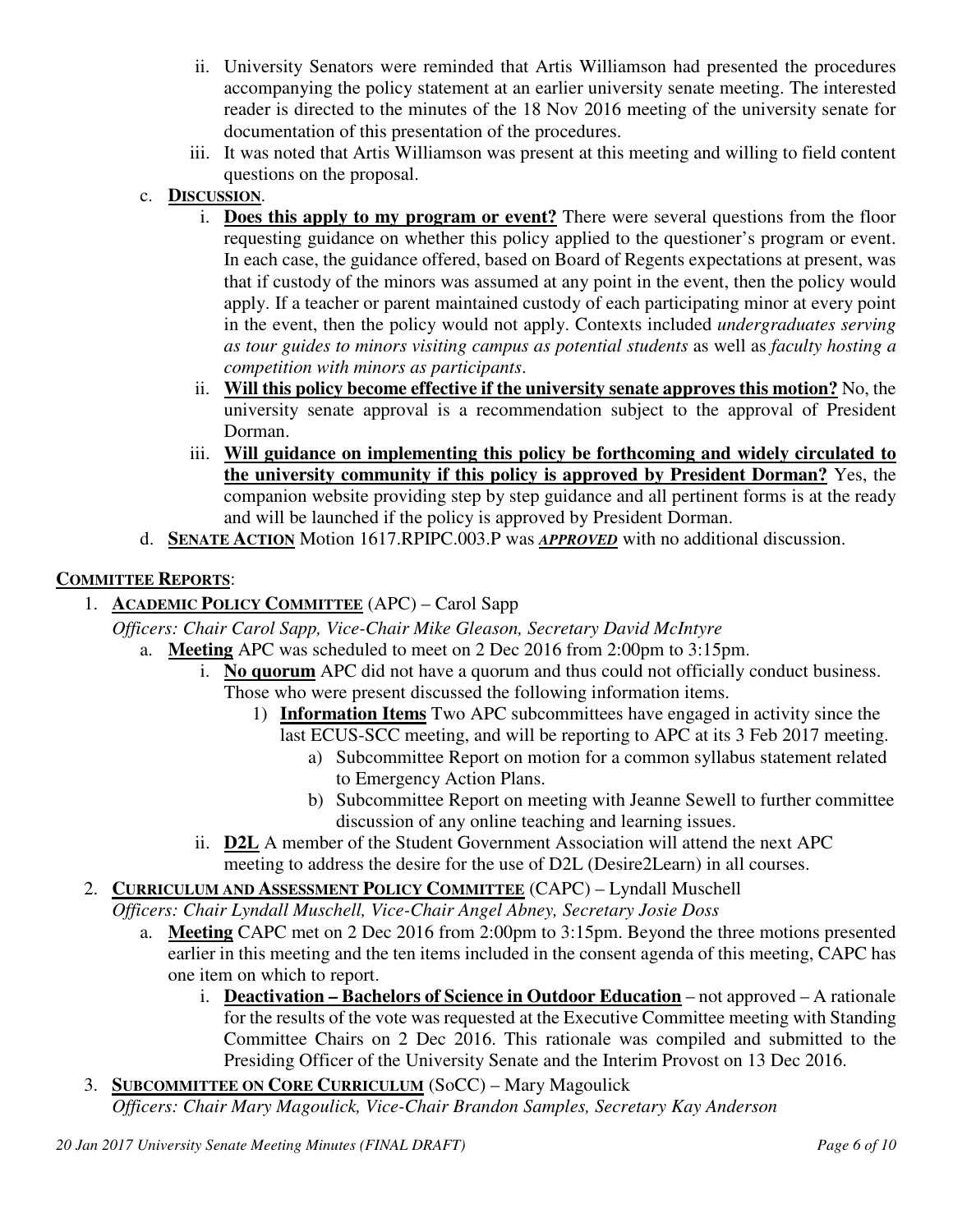ii. University Senators were reminded that Artis Williamson had presented the procedures accompanying the policy statement at an earlier university senate meeting. The interested reader is directed to the minutes of the 18 Nov 2016 meeting of the university senate for documentation of this presentation of the procedures.
   iii. It was noted that Artis Williamson was present at this meeting and willing to field content questions on the proposal.

c. **DISCUSSION**.
   i. **Does this apply to my program or event?** There were several questions from the floor requesting guidance on whether this policy applied to the questioner's program or event. In each case, the guidance offered, based on Board of Regents expectations at present, was that if custody of the minors was assumed at any point in the event, then the policy would apply. If a teacher or parent maintained custody of each participating minor at every point in the event, then the policy would not apply. Contexts included *undergraduates serving as tour guides to minors visiting campus as potential students* as well as *faculty hosting a competition with minors as participants*.
   ii. **Will this policy become effective if the university senate approves this motion?** No, the university senate approval is a recommendation subject to the approval of President Dorman.
   iii. **Will guidance on implementing this policy be forthcoming and widely circulated to the university community if this policy is approved by President Dorman?** Yes, the companion website providing step by step guidance and all pertinent forms is at the ready and will be launched if the policy is approved by President Dorman.

d. **SENATE ACTION** Motion 1617.RPIPC.003.P was ***APPROVED*** with no additional discussion.

**COMMITTEE REPORTS**:

1. **ACADEMIC POLICY COMMITTEE** (APC) – Carol Sapp
   *Officers: Chair Carol Sapp, Vice-Chair Mike Gleason, Secretary David McIntyre*
   a. **Meeting** APC was scheduled to meet on 2 Dec 2016 from 2:00pm to 3:15pm.
      i. **No quorum** APC did not have a quorum and thus could not officially conduct business. Those who were present discussed the following information items.
         1) **Information Items** Two APC subcommittees have engaged in activity since the last ECUS-SCC meeting, and will be reporting to APC at its 3 Feb 2017 meeting.
            a) Subcommittee Report on motion for a common syllabus statement related to Emergency Action Plans.
            b) Subcommittee Report on meeting with Jeanne Sewell to further committee discussion of any online teaching and learning issues.
      ii. **D2L** A member of the Student Government Association will attend the next APC meeting to address the desire for the use of D2L (Desire2Learn) in all courses.

2. **CURRICULUM AND ASSESSMENT POLICY COMMITTEE** (CAPC) – Lyndall Muschell
   *Officers: Chair Lyndall Muschell, Vice-Chair Angel Abney, Secretary Josie Doss*
   a. **Meeting** CAPC met on 2 Dec 2016 from 2:00pm to 3:15pm. Beyond the three motions presented earlier in this meeting and the ten items included in the consent agenda of this meeting, CAPC has one item on which to report.
      i. **Deactivation – Bachelors of Science in Outdoor Education** – not approved – A rationale for the results of the vote was requested at the Executive Committee meeting with Standing Committee Chairs on 2 Dec 2016. This rationale was compiled and submitted to the Presiding Officer of the University Senate and the Interim Provost on 13 Dec 2016.

3. **SUBCOMMITTEE ON CORE CURRICULUM** (SoCC) – Mary Magoulick
   *Officers: Chair Mary Magoulick, Vice-Chair Brandon Samples, Secretary Kay Anderson*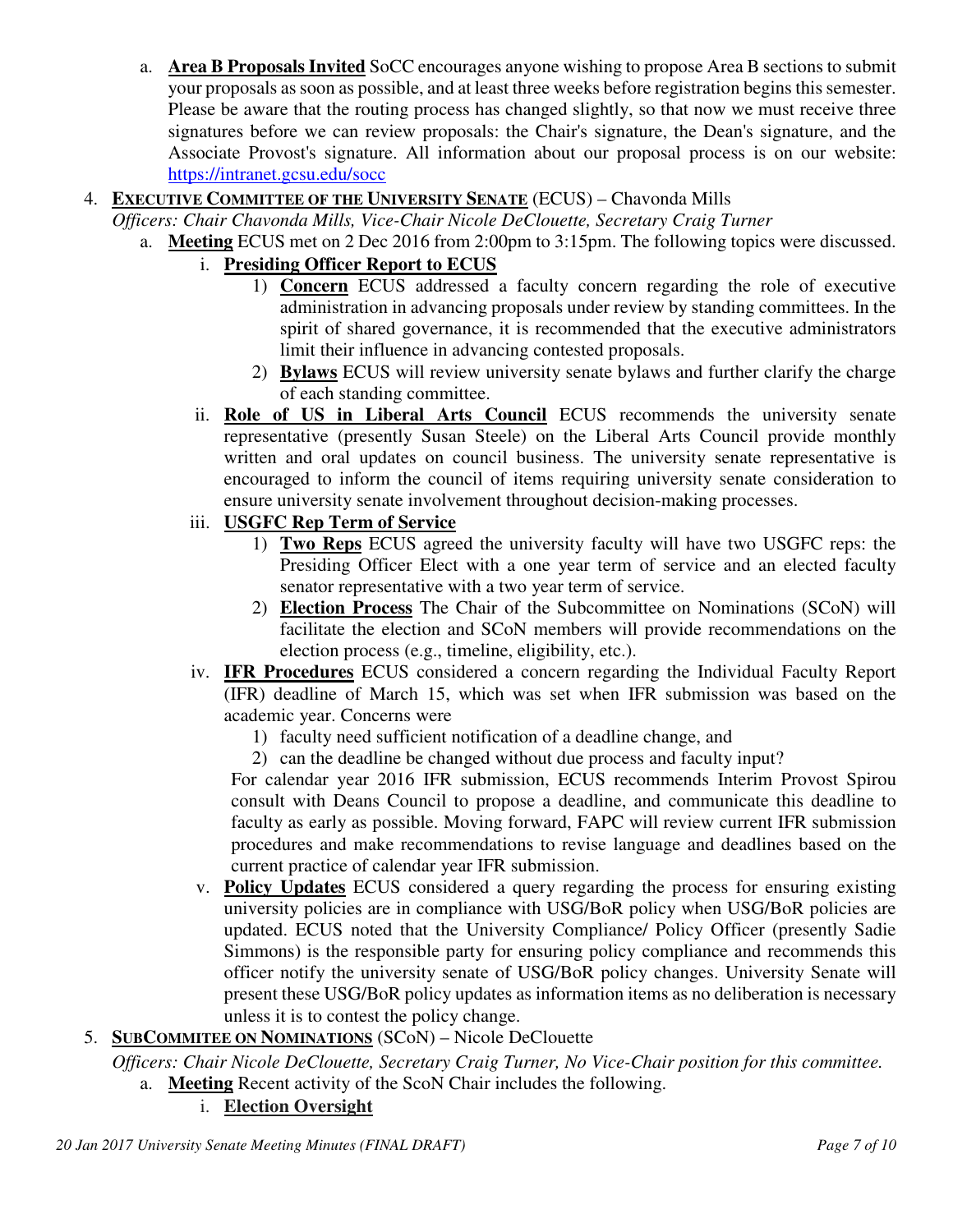a. **Area B Proposals Invited** SoCC encourages anyone wishing to propose Area B sections to submit your proposals as soon as possible, and at least three weeks before registration begins this semester. Please be aware that the routing process has changed slightly, so that now we must receive three signatures before we can review proposals: the Chair's signature, the Dean's signature, and the Associate Provost's signature. All information about our proposal process is on our website: https://intranet.gcsu.edu/socc

4. **EXECUTIVE COMMITTEE OF THE UNIVERSITY SENATE** (ECUS) – Chavonda Mills
*Officers: Chair Chavonda Mills, Vice-Chair Nicole DeClouette, Secretary Craig Turner*
   a. **Meeting** ECUS met on 2 Dec 2016 from 2:00pm to 3:15pm. The following topics were discussed.
      i. **Presiding Officer Report to ECUS**
         1) **Concern** ECUS addressed a faculty concern regarding the role of executive administration in advancing proposals under review by standing committees. In the spirit of shared governance, it is recommended that the executive administrators limit their influence in advancing contested proposals.
         2) **Bylaws** ECUS will review university senate bylaws and further clarify the charge of each standing committee.
      ii. **Role of US in Liberal Arts Council** ECUS recommends the university senate representative (presently Susan Steele) on the Liberal Arts Council provide monthly written and oral updates on council business. The university senate representative is encouraged to inform the council of items requiring university senate consideration to ensure university senate involvement throughout decision-making processes.
      iii. **USGFC Rep Term of Service**
         1) **Two Reps** ECUS agreed the university faculty will have two USGFC reps: the Presiding Officer Elect with a one year term of service and an elected faculty senator representative with a two year term of service.
         2) **Election Process** The Chair of the Subcommittee on Nominations (SCoN) will facilitate the election and SCoN members will provide recommendations on the election process (e.g., timeline, eligibility, etc.).
      iv. **IFR Procedures** ECUS considered a concern regarding the Individual Faculty Report (IFR) deadline of March 15, which was set when IFR submission was based on the academic year. Concerns were
         1) faculty need sufficient notification of a deadline change, and
         2) can the deadline be changed without due process and faculty input?

         For calendar year 2016 IFR submission, ECUS recommends Interim Provost Spirou consult with Deans Council to propose a deadline, and communicate this deadline to faculty as early as possible. Moving forward, FAPC will review current IFR submission procedures and make recommendations to revise language and deadlines based on the current practice of calendar year IFR submission.
      v. **Policy Updates** ECUS considered a query regarding the process for ensuring existing university policies are in compliance with USG/BoR policy when USG/BoR policies are updated. ECUS noted that the University Compliance/ Policy Officer (presently Sadie Simmons) is the responsible party for ensuring policy compliance and recommends this officer notify the university senate of USG/BoR policy changes. University Senate will present these USG/BoR policy updates as information items as no deliberation is necessary unless it is to contest the policy change.

5. **SUBCOMMITEE ON NOMINATIONS** (SCoN) – Nicole DeClouette
*Officers: Chair Nicole DeClouette, Secretary Craig Turner, No Vice-Chair position for this committee.*
   a. **Meeting** Recent activity of the ScoN Chair includes the following.
      i. **Election Oversight**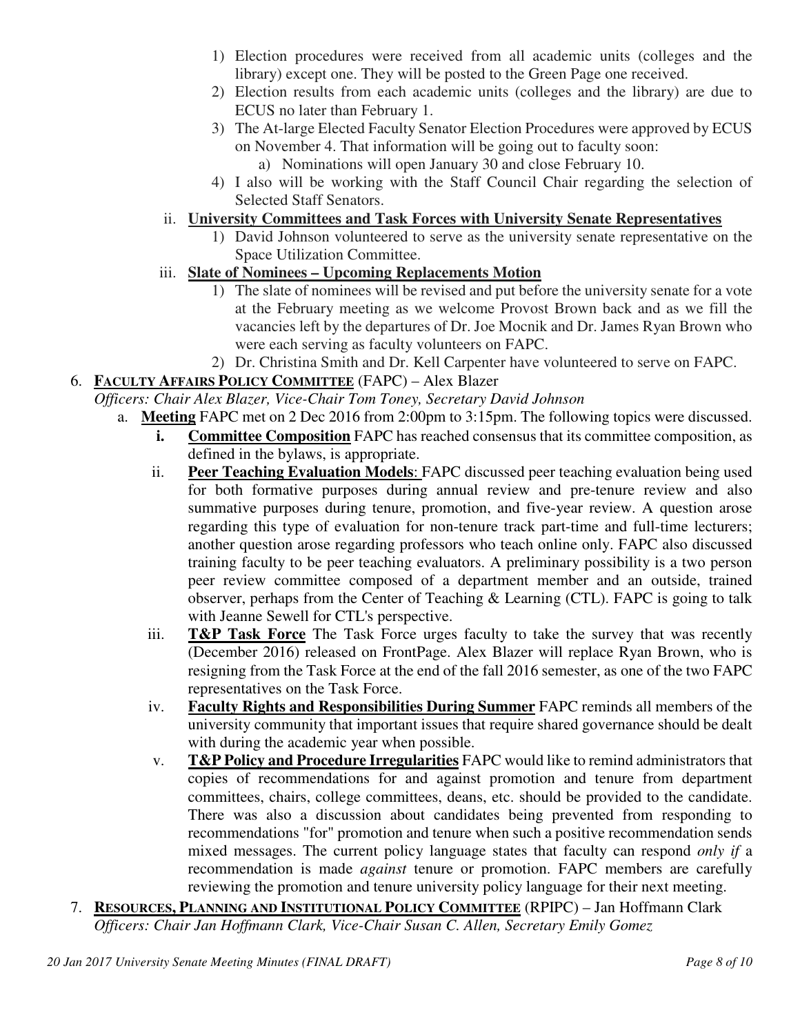1) Election procedures were received from all academic units (colleges and the library) except one. They will be posted to the Green Page one received.
2) Election results from each academic units (colleges and the library) are due to ECUS no later than February 1.
3) The At-large Elected Faculty Senator Election Procedures were approved by ECUS on November 4. That information will be going out to faculty soon:
   a) Nominations will open January 30 and close February 10.
4) I also will be working with the Staff Council Chair regarding the selection of Selected Staff Senators.

ii. **University Committees and Task Forces with University Senate Representatives**

1) David Johnson volunteered to serve as the university senate representative on the Space Utilization Committee.

iii. **Slate of Nominees – Upcoming Replacements Motion**

1) The slate of nominees will be revised and put before the university senate for a vote at the February meeting as we welcome Provost Brown back and as we fill the vacancies left by the departures of Dr. Joe Mocnik and Dr. James Ryan Brown who were each serving as faculty volunteers on FAPC.
2) Dr. Christina Smith and Dr. Kell Carpenter have volunteered to serve on FAPC.

6. **FACULTY AFFAIRS POLICY COMMITTEE** (FAPC) – Alex Blazer

*Officers: Chair Alex Blazer, Vice-Chair Tom Toney, Secretary David Johnson*

a. **Meeting** FAPC met on 2 Dec 2016 from 2:00pm to 3:15pm. The following topics were discussed.

**i.** **Committee Composition** FAPC has reached consensus that its committee composition, as defined in the bylaws, is appropriate.

ii. **Peer Teaching Evaluation Models**: FAPC discussed peer teaching evaluation being used for both formative purposes during annual review and pre-tenure review and also summative purposes during tenure, promotion, and five-year review. A question arose regarding this type of evaluation for non-tenure track part-time and full-time lecturers; another question arose regarding professors who teach online only. FAPC also discussed training faculty to be peer teaching evaluators. A preliminary possibility is a two person peer review committee composed of a department member and an outside, trained observer, perhaps from the Center of Teaching & Learning (CTL). FAPC is going to talk with Jeanne Sewell for CTL's perspective.

iii. **T&P Task Force** The Task Force urges faculty to take the survey that was recently (December 2016) released on FrontPage. Alex Blazer will replace Ryan Brown, who is resigning from the Task Force at the end of the fall 2016 semester, as one of the two FAPC representatives on the Task Force.

iv. **Faculty Rights and Responsibilities During Summer** FAPC reminds all members of the university community that important issues that require shared governance should be dealt with during the academic year when possible.

v. **T&P Policy and Procedure Irregularities** FAPC would like to remind administrators that copies of recommendations for and against promotion and tenure from department committees, chairs, college committees, deans, etc. should be provided to the candidate. There was also a discussion about candidates being prevented from responding to recommendations "for" promotion and tenure when such a positive recommendation sends mixed messages. The current policy language states that faculty can respond *only if* a recommendation is made *against* tenure or promotion. FAPC members are carefully reviewing the promotion and tenure university policy language for their next meeting.

7. **RESOURCES, PLANNING AND INSTITUTIONAL POLICY COMMITTEE** (RPIPC) – Jan Hoffmann Clark

*Officers: Chair Jan Hoffmann Clark, Vice-Chair Susan C. Allen, Secretary Emily Gomez*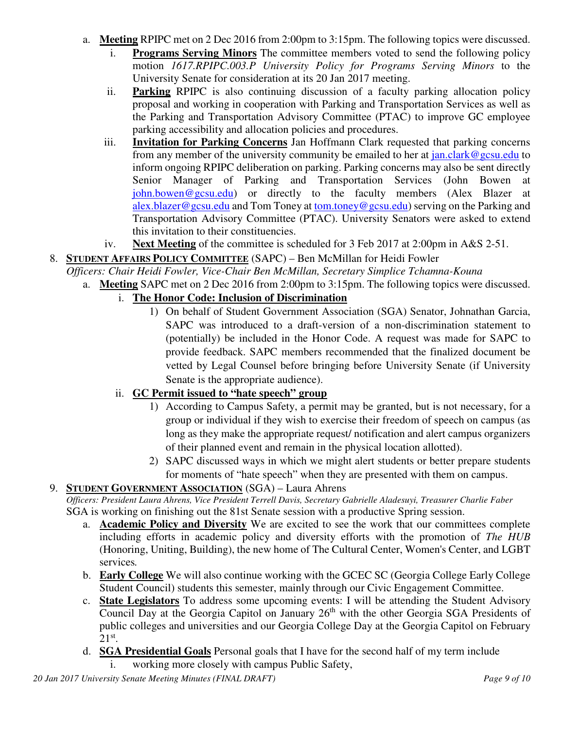a. **Meeting** RPIPC met on 2 Dec 2016 from 2:00pm to 3:15pm. The following topics were discussed.
   i. **Programs Serving Minors** The committee members voted to send the following policy motion *1617.RPIPC.003.P University Policy for Programs Serving Minors* to the University Senate for consideration at its 20 Jan 2017 meeting.
   ii. **Parking** RPIPC is also continuing discussion of a faculty parking allocation policy proposal and working in cooperation with Parking and Transportation Services as well as the Parking and Transportation Advisory Committee (PTAC) to improve GC employee parking accessibility and allocation policies and procedures.
   iii. **Invitation for Parking Concerns** Jan Hoffmann Clark requested that parking concerns from any member of the university community be emailed to her at jan.clark@gcsu.edu to inform ongoing RPIPC deliberation on parking. Parking concerns may also be sent directly Senior Manager of Parking and Transportation Services (John Bowen at john.bowen@gcsu.edu) or directly to the faculty members (Alex Blazer at alex.blazer@gcsu.edu and Tom Toney at tom.toney@gcsu.edu) serving on the Parking and Transportation Advisory Committee (PTAC). University Senators were asked to extend this invitation to their constituencies.
   iv. **Next Meeting** of the committee is scheduled for 3 Feb 2017 at 2:00pm in A&S 2-51.

8. **STUDENT AFFAIRS POLICY COMMITTEE** (SAPC) – Ben McMillan for Heidi Fowler
   *Officers: Chair Heidi Fowler, Vice-Chair Ben McMillan, Secretary Simplice Tchamna-Kouna*
   a. **Meeting** SAPC met on 2 Dec 2016 from 2:00pm to 3:15pm. The following topics were discussed.
      i. **The Honor Code: Inclusion of Discrimination**
         1) On behalf of Student Government Association (SGA) Senator, Johnathan Garcia, SAPC was introduced to a draft-version of a non-discrimination statement to (potentially) be included in the Honor Code. A request was made for SAPC to provide feedback. SAPC members recommended that the finalized document be vetted by Legal Counsel before bringing before University Senate (if University Senate is the appropriate audience).
      ii. **GC Permit issued to "hate speech" group**
         1) According to Campus Safety, a permit may be granted, but is not necessary, for a group or individual if they wish to exercise their freedom of speech on campus (as long as they make the appropriate request/ notification and alert campus organizers of their planned event and remain in the physical location allotted).
         2) SAPC discussed ways in which we might alert students or better prepare students for moments of "hate speech" when they are presented with them on campus.

9. **STUDENT GOVERNMENT ASSOCIATION** (SGA) – Laura Ahrens
   *Officers: President Laura Ahrens, Vice President Terrell Davis, Secretary Gabrielle Aladesuyi, Treasurer Charlie Faber*
   SGA is working on finishing out the 81st Senate session with a productive Spring session.
   a. **Academic Policy and Diversity** We are excited to see the work that our committees complete including efforts in academic policy and diversity efforts with the promotion of *The HUB* (Honoring, Uniting, Building), the new home of The Cultural Center, Women's Center, and LGBT services.
   b. **Early College** We will also continue working with the GCEC SC (Georgia College Early College Student Council) students this semester, mainly through our Civic Engagement Committee.
   c. **State Legislators** To address some upcoming events: I will be attending the Student Advisory Council Day at the Georgia Capitol on January 26th with the other Georgia SGA Presidents of public colleges and universities and our Georgia College Day at the Georgia Capitol on February 21st.
   d. **SGA Presidential Goals** Personal goals that I have for the second half of my term include
      i. working more closely with campus Public Safety,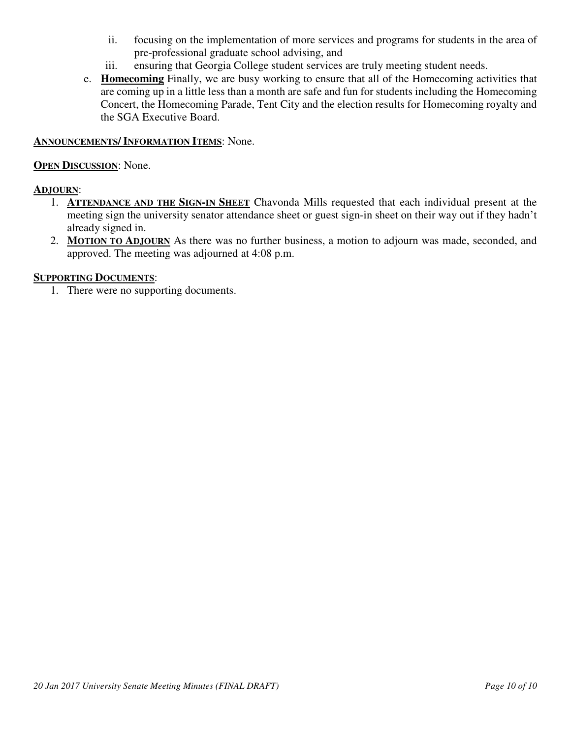ii. focusing on the implementation of more services and programs for students in the area of pre-professional graduate school advising, and
   iii. ensuring that Georgia College student services are truly meeting student needs.

e. **Homecoming** Finally, we are busy working to ensure that all of the Homecoming activities that are coming up in a little less than a month are safe and fun for students including the Homecoming Concert, the Homecoming Parade, Tent City and the election results for Homecoming royalty and the SGA Executive Board.

**ANNOUNCEMENTS/ INFORMATION ITEMS**: None.

**OPEN DISCUSSION**: None.

**ADJOURN**:

1. **ATTENDANCE AND THE SIGN-IN SHEET** Chavonda Mills requested that each individual present at the meeting sign the university senator attendance sheet or guest sign-in sheet on their way out if they hadn't already signed in.
2. **MOTION TO ADJOURN** As there was no further business, a motion to adjourn was made, seconded, and approved. The meeting was adjourned at 4:08 p.m.

**SUPPORTING DOCUMENTS**:

1. There were no supporting documents.